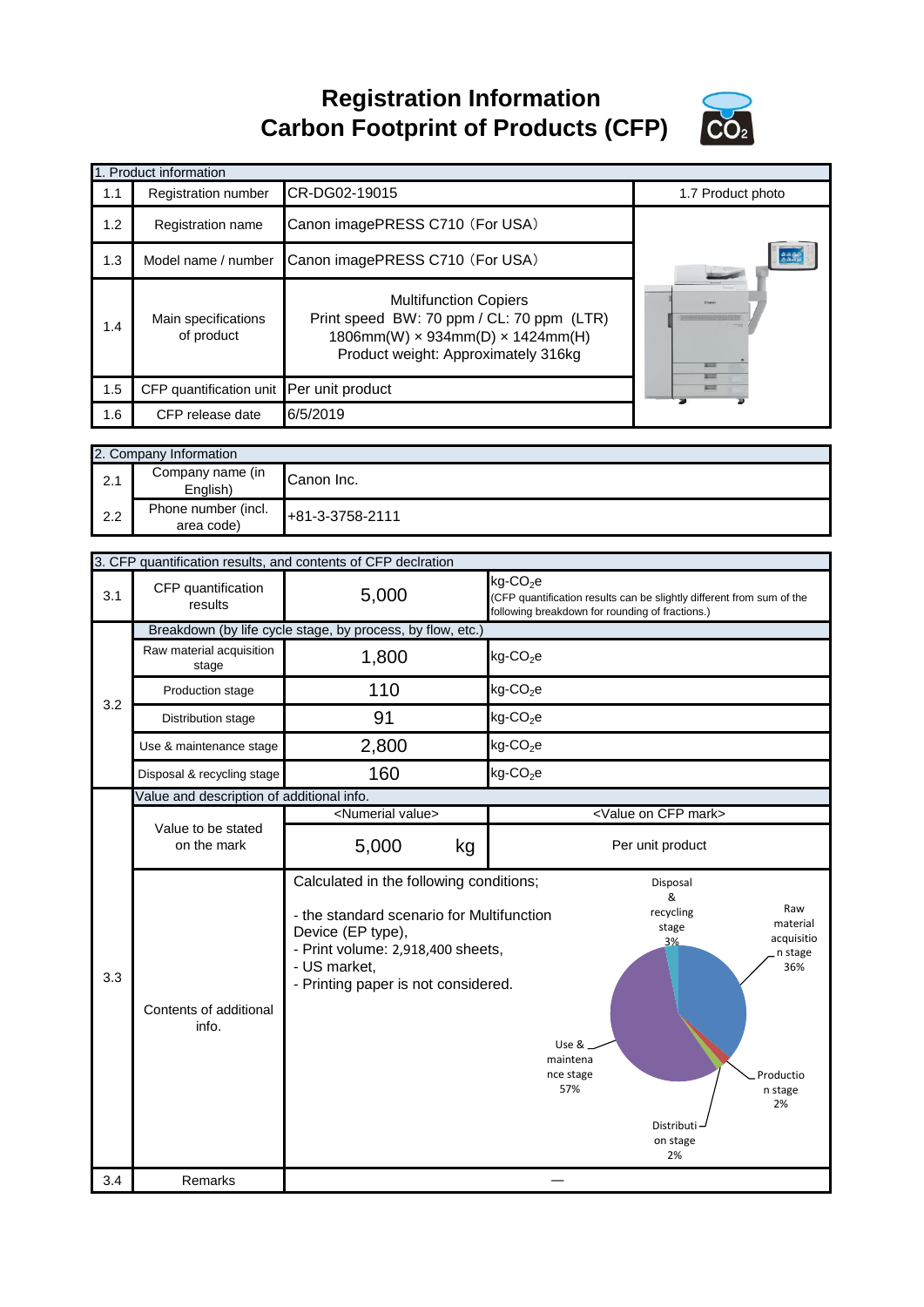# Registration Information
# Carbon Footprint of Products (CFP)

| 1. Product information | | | |
|---|---|---|---|
| 1.1 | Registration number | CR-DG02-19015 | 1.7 Product photo |
| 1.2 | Registration name | Canon imagePRESS C710（For USA） | |
| 1.3 | Model name / number | Canon imagePRESS C710（For USA） | |
| 1.4 | Main specifications of product | Multifunction Copiers<br>Print speed BW: 70 ppm / CL: 70 ppm (LTR)<br>1806mm(W) × 934mm(D) × 1424mm(H)<br>Product weight: Approximately 316kg | |
| 1.5 | CFP quantification unit | Per unit product | |
| 1.6 | CFP release date | 6/5/2019 | |

| 2. Company Information | | |
|---|---|---|
| 2.1 | Company name (in English) | Canon Inc. |
| 2.2 | Phone number (incl. area code) | +81-3-3758-2111 |

| 3. CFP quantification results, and contents of CFP declration | | | |
|---|---|---|---|
| 3.1 | CFP quantification results | 5,000 | kg-$CO_2$e (CFP quantification results can be slightly different from sum of the following breakdown for rounding of fractions.) |
| 3.2 | Breakdown (by life cycle stage, by process, by flow, etc.) | | |
| | Raw material acquisition stage | 1,800 | kg-$CO_2$e |
| | Production stage | 110 | kg-$CO_2$e |
| | Distribution stage | 91 | kg-$CO_2$e |
| | Use & maintenance stage | 2,800 | kg-$CO_2$e |
| | Disposal & recycling stage | 160 | kg-$CO_2$e |
| 3.3 | Value and description of additional info. | | |
| | Value to be stated on the mark | <Numerial value><br>5,000 kg | <Value on CFP mark><br>Per unit product |
| | Contents of additional info. | Calculated in the following conditions;<br>- the standard scenario for Multifunction Device (EP type),<br>- Print volume: 2,918,400 sheets,<br>- US market,<br>- Printing paper is not considered. | Raw material acquisition stage 36%<br>Production stage 2%<br>Distribution stage 2%<br>Use & maintenance stage 57%<br>Disposal & recycling stage 3% |
| 3.4 | Remarks | — | |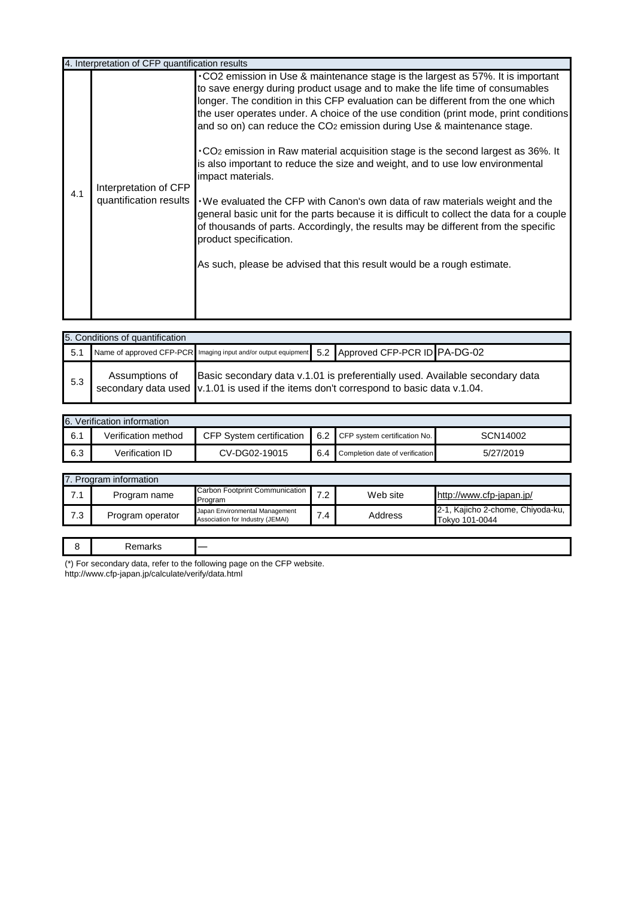| 4. Interpretation of CFP quantification results | | |
|---|---|---|
| 4.1 | Interpretation of CFP quantification results | ・$CO_2$ emission in Use & maintenance stage is the largest as 57%. It is important to save energy during product usage and to make the life time of consumables longer. The condition in this CFP evaluation can be different from the one which the user operates under. A choice of the use condition (print mode, print conditions and so on) can reduce the $CO_2$ emission during Use & maintenance stage.<br><br>・$CO_2$ emission in Raw material acquisition stage is the second largest as 36%. It is also important to reduce the size and weight, and to use low environmental impact materials.<br><br>・We evaluated the CFP with Canon's own data of raw materials weight and the general basic unit for the parts because it is difficult to collect the data for a couple of thousands of parts. Accordingly, the results may be different from the specific product specification.<br><br>As such, please be advised that this result would be a rough estimate. |

| 5. Conditions of quantification | | | | | |
|---|---|---|---|---|---|
| 5.1 | Name of approved CFP-PCR | Imaging input and/or output equipment | 5.2 | Approved CFP-PCR ID | PA-DG-02 |
| 5.3 | Assumptions of secondary data used | Basic secondary data v.1.01 is preferentially used. Available secondary data v.1.01 is used if the items don't correspond to basic data v.1.04. | | | |

| 6. Verification information | | | | | |
|---|---|---|---|---|---|
| 6.1 | Verification method | CFP System certification | 6.2 | CFP system certification No. | SCN14002 |
| 6.3 | Verification ID | CV-DG02-19015 | 6.4 | Completion date of verification | 5/27/2019 |

| 7. Program information | | | | | |
|---|---|---|---|---|---|
| 7.1 | Program name | Carbon Footprint Communication Program | 7.2 | Web site | http://www.cfp-japan.jp/ |
| 7.3 | Program operator | Japan Environmental Management Association for Industry (JEMAI) | 7.4 | Address | 2-1, Kajicho 2-chome, Chiyoda-ku, Tokyo 101-0044 |

| | | |
|---|---|---|
| 8 | Remarks | — |

(*) For secondary data, refer to the following page on the CFP website.
http://www.cfp-japan.jp/calculate/verify/data.html